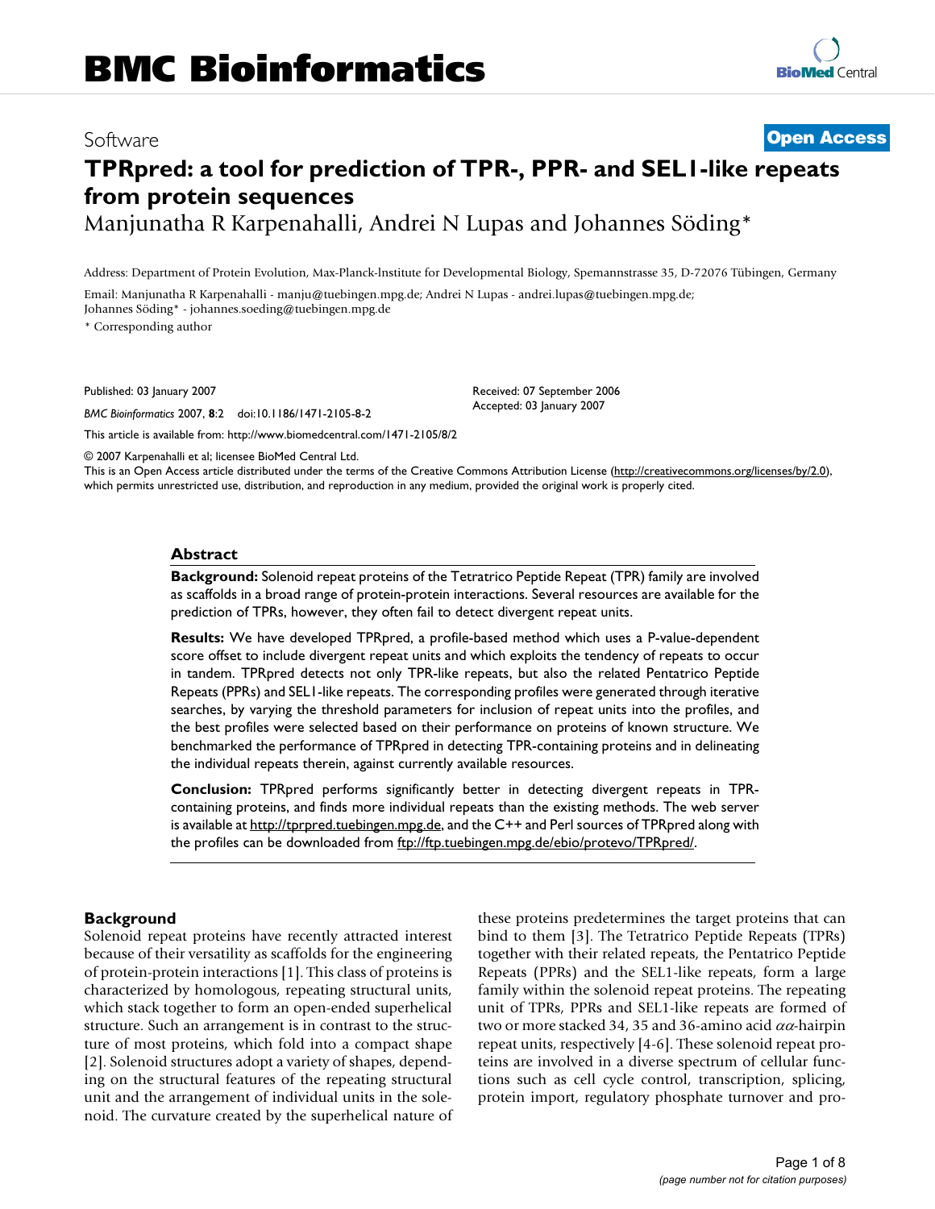# BMC Bioinformatics

Software

**Open Access**

# TPRpred: a tool for prediction of TPR-, PPR- and SEL1-like repeats from protein sequences

Manjunatha R Karpenahalli, Andrei N Lupas and Johannes Söding*

Address: Department of Protein Evolution, Max-Planck-Institute for Developmental Biology, Spemannstrasse 35, D-72076 Tübingen, Germany

Email: Manjunatha R Karpenahalli - manju@tuebingen.mpg.de; Andrei N Lupas - andrei.lupas@tuebingen.mpg.de; Johannes Söding* - johannes.soeding@tuebingen.mpg.de

* Corresponding author

Published: 03 January 2007

*BMC Bioinformatics* 2007, **8**:2 doi:10.1186/1471-2105-8-2

Received: 07 September 2006
Accepted: 03 January 2007

This article is available from: http://www.biomedcentral.com/1471-2105/8/2

© 2007 Karpenahalli et al; licensee BioMed Central Ltd.
This is an Open Access article distributed under the terms of the Creative Commons Attribution License (http://creativecommons.org/licenses/by/2.0), which permits unrestricted use, distribution, and reproduction in any medium, provided the original work is properly cited.

## Abstract

**Background:** Solenoid repeat proteins of the Tetratrico Peptide Repeat (TPR) family are involved as scaffolds in a broad range of protein-protein interactions. Several resources are available for the prediction of TPRs, however, they often fail to detect divergent repeat units.

**Results:** We have developed TPRpred, a profile-based method which uses a P-value-dependent score offset to include divergent repeat units and which exploits the tendency of repeats to occur in tandem. TPRpred detects not only TPR-like repeats, but also the related Pentatrico Peptide Repeats (PPRs) and SEL1-like repeats. The corresponding profiles were generated through iterative searches, by varying the threshold parameters for inclusion of repeat units into the profiles, and the best profiles were selected based on their performance on proteins of known structure. We benchmarked the performance of TPRpred in detecting TPR-containing proteins and in delineating the individual repeats therein, against currently available resources.

**Conclusion:** TPRpred performs significantly better in detecting divergent repeats in TPR-containing proteins, and finds more individual repeats than the existing methods. The web server is available at http://tprpred.tuebingen.mpg.de, and the C++ and Perl sources of TPRpred along with the profiles can be downloaded from ftp://ftp.tuebingen.mpg.de/ebio/protevo/TPRpred/.

## Background

Solenoid repeat proteins have recently attracted interest because of their versatility as scaffolds for the engineering of protein-protein interactions [1]. This class of proteins is characterized by homologous, repeating structural units, which stack together to form an open-ended superhelical structure. Such an arrangement is in contrast to the structure of most proteins, which fold into a compact shape [2]. Solenoid structures adopt a variety of shapes, depending on the structural features of the repeating structural unit and the arrangement of individual units in the solenoid. The curvature created by the superhelical nature of these proteins predetermines the target proteins that can bind to them [3]. The Tetratrico Peptide Repeats (TPRs) together with their related repeats, the Pentatrico Peptide Repeats (PPRs) and the SEL1-like repeats, form a large family within the solenoid repeat proteins. The repeating unit of TPRs, PPRs and SEL1-like repeats are formed of two or more stacked 34, 35 and 36-amino acid $\alpha\alpha$-hairpin repeat units, respectively [4-6]. These solenoid repeat proteins are involved in a diverse spectrum of cellular functions such as cell cycle control, transcription, splicing, protein import, regulatory phosphate turnover and pro-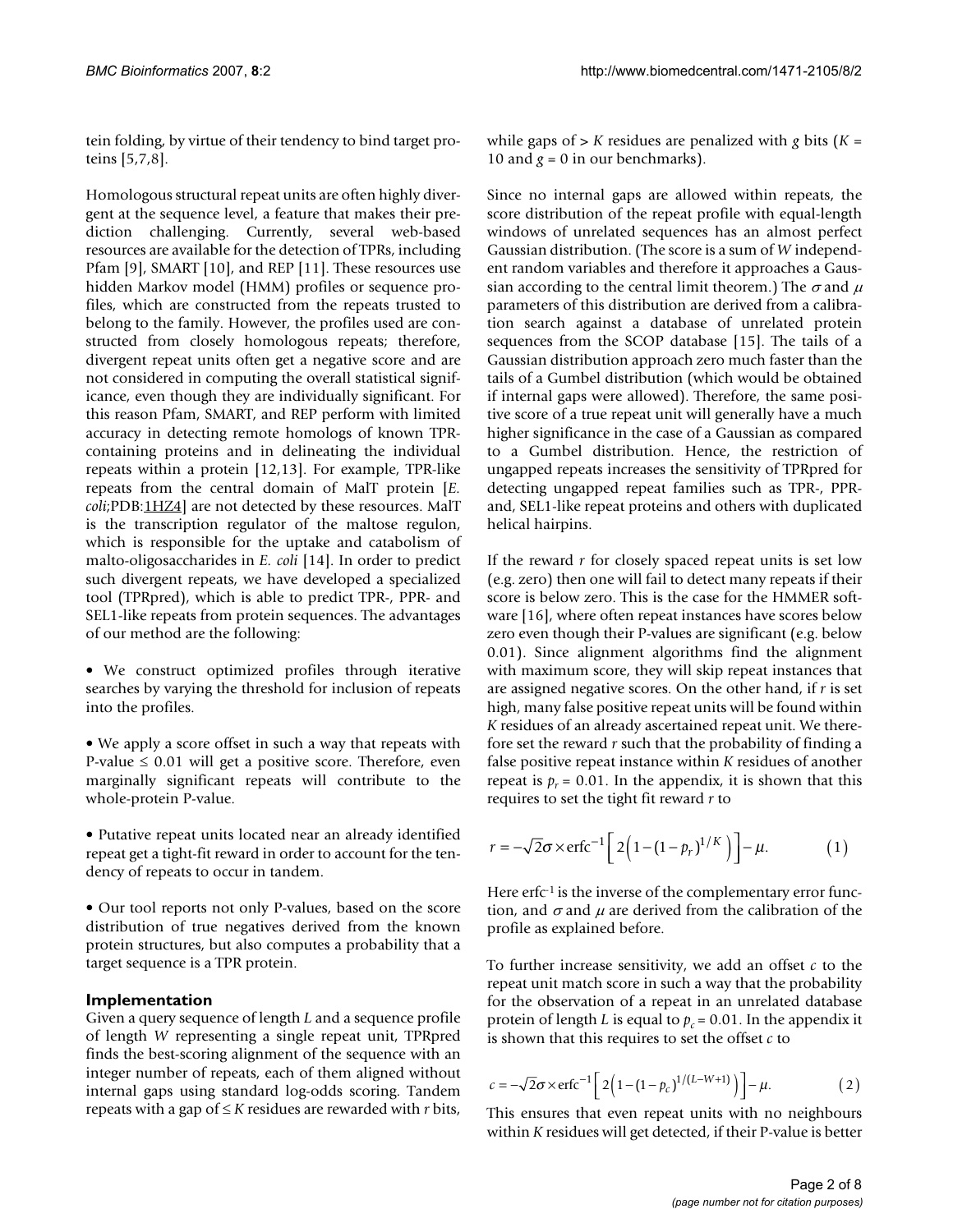tein folding, by virtue of their tendency to bind target proteins [5,7,8].

Homologous structural repeat units are often highly divergent at the sequence level, a feature that makes their prediction challenging. Currently, several web-based resources are available for the detection of TPRs, including Pfam [9], SMART [10], and REP [11]. These resources use hidden Markov model (HMM) profiles or sequence profiles, which are constructed from the repeats trusted to belong to the family. However, the profiles used are constructed from closely homologous repeats; therefore, divergent repeat units often get a negative score and are not considered in computing the overall statistical significance, even though they are individually significant. For this reason Pfam, SMART, and REP perform with limited accuracy in detecting remote homologs of known TPR-containing proteins and in delineating the individual repeats within a protein [12,13]. For example, TPR-like repeats from the central domain of MalT protein [*E. coli*;PDB:1HZ4] are not detected by these resources. MalT is the transcription regulator of the maltose regulon, which is responsible for the uptake and catabolism of malto-oligosaccharides in *E. coli* [14]. In order to predict such divergent repeats, we have developed a specialized tool (TPRpred), which is able to predict TPR-, PPR- and SEL1-like repeats from protein sequences. The advantages of our method are the following:

• We construct optimized profiles through iterative searches by varying the threshold for inclusion of repeats into the profiles.

• We apply a score offset in such a way that repeats with P-value ≤ 0.01 will get a positive score. Therefore, even marginally significant repeats will contribute to the whole-protein P-value.

• Putative repeat units located near an already identified repeat get a tight-fit reward in order to account for the tendency of repeats to occur in tandem.

• Our tool reports not only P-values, based on the score distribution of true negatives derived from the known protein structures, but also computes a probability that a target sequence is a TPR protein.

## Implementation

Given a query sequence of length $L$ and a sequence profile of length $W$ representing a single repeat unit, TPRpred finds the best-scoring alignment of the sequence with an integer number of repeats, each of them aligned without internal gaps using standard log-odds scoring. Tandem repeats with a gap of $\leq K$ residues are rewarded with $r$ bits, while gaps of $> K$ residues are penalized with $g$ bits ($K = 10$ and $g = 0$ in our benchmarks).

Since no internal gaps are allowed within repeats, the score distribution of the repeat profile with equal-length windows of unrelated sequences has an almost perfect Gaussian distribution. (The score is a sum of $W$ independent random variables and therefore it approaches a Gaussian according to the central limit theorem.) The $\sigma$ and $\mu$ parameters of this distribution are derived from a calibration search against a database of unrelated protein sequences from the SCOP database [15]. The tails of a Gaussian distribution approach zero much faster than the tails of a Gumbel distribution (which would be obtained if internal gaps were allowed). Therefore, the same positive score of a true repeat unit will generally have a much higher significance in the case of a Gaussian as compared to a Gumbel distribution. Hence, the restriction of ungapped repeats increases the sensitivity of TPRpred for detecting ungapped repeat families such as TPR-, PPR- and, SEL1-like repeat proteins and others with duplicated helical hairpins.

If the reward $r$ for closely spaced repeat units is set low (e.g. zero) then one will fail to detect many repeats if their score is below zero. This is the case for the HMMER software [16], where often repeat instances have scores below zero even though their P-values are significant (e.g. below 0.01). Since alignment algorithms find the alignment with maximum score, they will skip repeat instances that are assigned negative scores. On the other hand, if $r$ is set high, many false positive repeat units will be found within $K$ residues of an already ascertained repeat unit. We therefore set the reward $r$ such that the probability of finding a false positive repeat instance within $K$ residues of another repeat is $p_r = 0.01$. In the appendix, it is shown that this requires to set the tight fit reward $r$ to

$$r = -\sqrt{2}\sigma \times \mathrm{erfc}^{-1}\left[2\left(1-(1-p_r)^{1/K}\right)\right] - \mu. \qquad (1)$$

Here $\mathrm{erfc}^{-1}$ is the inverse of the complementary error function, and $\sigma$ and $\mu$ are derived from the calibration of the profile as explained before.

To further increase sensitivity, we add an offset $c$ to the repeat unit match score in such a way that the probability for the observation of a repeat in an unrelated database protein of length $L$ is equal to $p_c = 0.01$. In the appendix it is shown that this requires to set the offset $c$ to

$$c = -\sqrt{2}\sigma \times \mathrm{erfc}^{-1}\left[2\left(1-(1-p_c)^{1/(L-W+1)}\right)\right] - \mu. \qquad (2)$$

This ensures that even repeat units with no neighbours within $K$ residues will get detected, if their P-value is better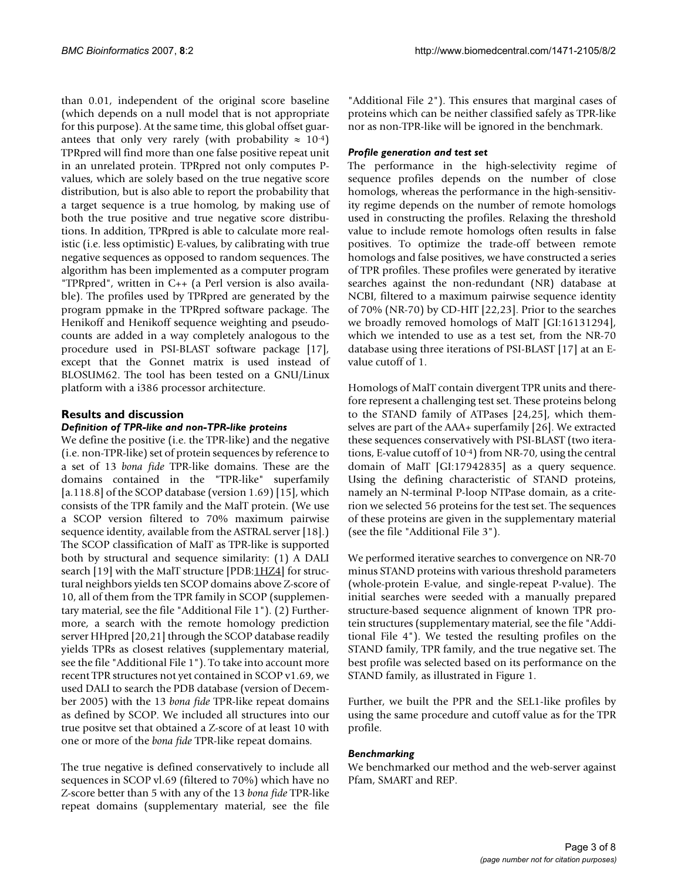than 0.01, independent of the original score baseline (which depends on a null model that is not appropriate for this purpose). At the same time, this global offset guarantees that only very rarely (with probability $\approx 10^{-4}$) TPRpred will find more than one false positive repeat unit in an unrelated protein. TPRpred not only computes P-values, which are solely based on the true negative score distribution, but is also able to report the probability that a target sequence is a true homolog, by making use of both the true positive and true negative score distributions. In addition, TPRpred is able to calculate more realistic (i.e. less optimistic) E-values, by calibrating with true negative sequences as opposed to random sequences. The algorithm has been implemented as a computer program "TPRpred", written in C++ (a Perl version is also available). The profiles used by TPRpred are generated by the program ppmake in the TPRpred software package. The Henikoff and Henikoff sequence weighting and pseudo-counts are added in a way completely analogous to the procedure used in PSI-BLAST software package [17], except that the Gonnet matrix is used instead of BLOSUM62. The tool has been tested on a GNU/Linux platform with a i386 processor architecture.

## Results and discussion

### *Definition of TPR-like and non-TPR-like proteins*

We define the positive (i.e. the TPR-like) and the negative (i.e. non-TPR-like) set of protein sequences by reference to a set of 13 *bona fide* TPR-like domains. These are the domains contained in the "TPR-like" superfamily [a.118.8] of the SCOP database (version 1.69) [15], which consists of the TPR family and the MalT protein. (We use a SCOP version filtered to 70% maximum pairwise sequence identity, available from the ASTRAL server [18].) The SCOP classification of MalT as TPR-like is supported both by structural and sequence similarity: (1) A DALI search [19] with the MalT structure [PDB:1HZ4] for structural neighbors yields ten SCOP domains above Z-score of 10, all of them from the TPR family in SCOP (supplementary material, see the file "Additional File 1"). (2) Furthermore, a search with the remote homology prediction server HHpred [20,21] through the SCOP database readily yields TPRs as closest relatives (supplementary material, see the file "Additional File 1"). To take into account more recent TPR structures not yet contained in SCOP v1.69, we used DALI to search the PDB database (version of December 2005) with the 13 *bona fide* TPR-like repeat domains as defined by SCOP. We included all structures into our true positve set that obtained a Z-score of at least 10 with one or more of the *bona fide* TPR-like repeat domains.

The true negative is defined conservatively to include all sequences in SCOP vl.69 (filtered to 70%) which have no Z-score better than 5 with any of the 13 *bona fide* TPR-like repeat domains (supplementary material, see the file "Additional File 2"). This ensures that marginal cases of proteins which can be neither classified safely as TPR-like nor as non-TPR-like will be ignored in the benchmark.

### *Profile generation and test set*

The performance in the high-selectivity regime of sequence profiles depends on the number of close homologs, whereas the performance in the high-sensitivity regime depends on the number of remote homologs used in constructing the profiles. Relaxing the threshold value to include remote homologs often results in false positives. To optimize the trade-off between remote homologs and false positives, we have constructed a series of TPR profiles. These profiles were generated by iterative searches against the non-redundant (NR) database at NCBI, filtered to a maximum pairwise sequence identity of 70% (NR-70) by CD-HIT [22,23]. Prior to the searches we broadly removed homologs of MalT [GI:16131294], which we intended to use as a test set, from the NR-70 database using three iterations of PSI-BLAST [17] at an E-value cutoff of 1.

Homologs of MalT contain divergent TPR units and therefore represent a challenging test set. These proteins belong to the STAND family of ATPases [24,25], which themselves are part of the AAA+ superfamily [26]. We extracted these sequences conservatively with PSI-BLAST (two iterations, E-value cutoff of $10^{-4}$) from NR-70, using the central domain of MalT [GI:17942835] as a query sequence. Using the defining characteristic of STAND proteins, namely an N-terminal P-loop NTPase domain, as a criterion we selected 56 proteins for the test set. The sequences of these proteins are given in the supplementary material (see the file "Additional File 3").

We performed iterative searches to convergence on NR-70 minus STAND proteins with various threshold parameters (whole-protein E-value, and single-repeat P-value). The initial searches were seeded with a manually prepared structure-based sequence alignment of known TPR protein structures (supplementary material, see the file "Additional File 4"). We tested the resulting profiles on the STAND family, TPR family, and the true negative set. The best profile was selected based on its performance on the STAND family, as illustrated in Figure 1.

Further, we built the PPR and the SEL1-like profiles by using the same procedure and cutoff value as for the TPR profile.

### *Benchmarking*

We benchmarked our method and the web-server against Pfam, SMART and REP.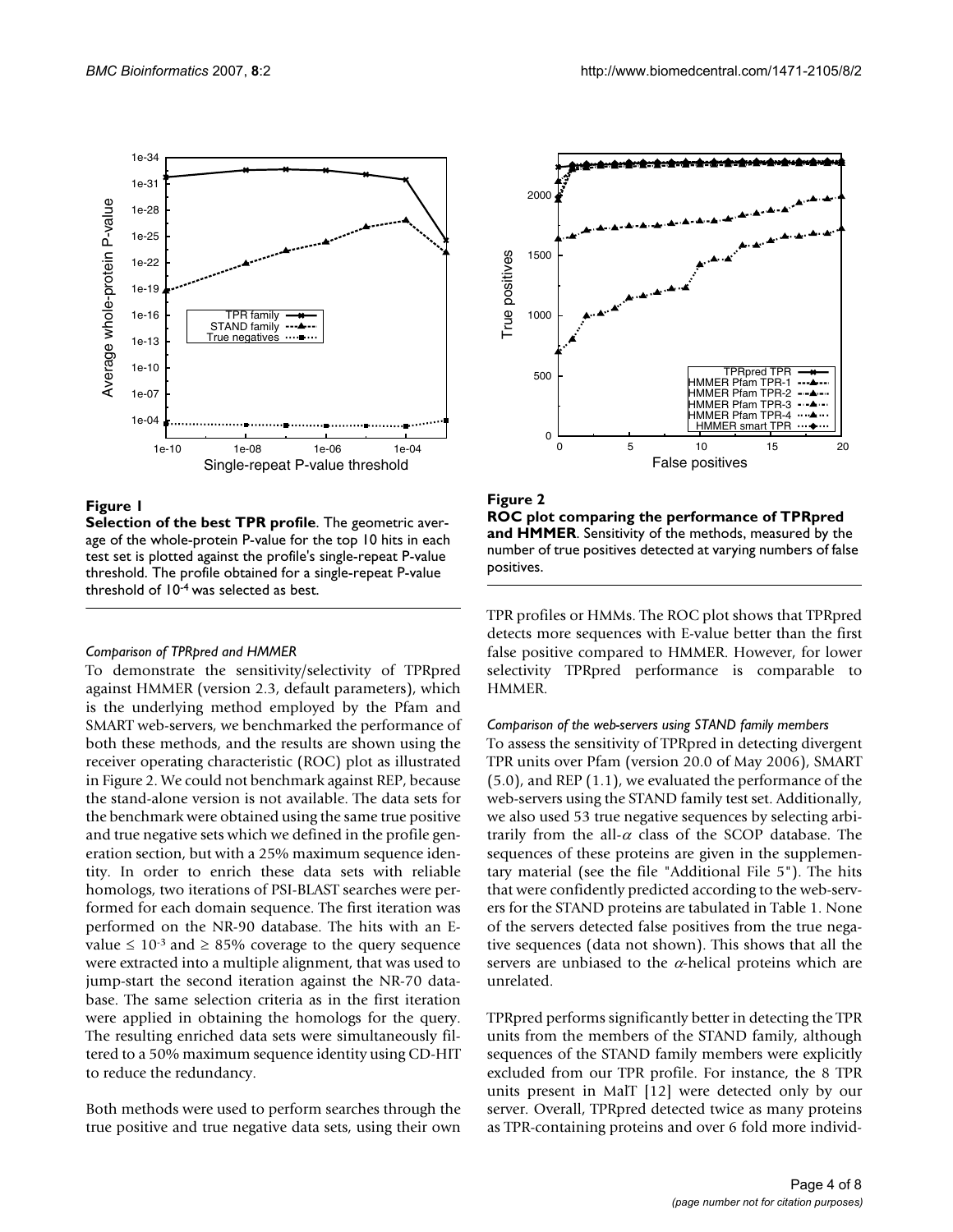**Figure 1**

**Selection of the best TPR profile**. The geometric average of the whole-protein P-value for the top 10 hits in each test set is plotted against the profile's single-repeat P-value threshold. The profile obtained for a single-repeat P-value threshold of $10^{-4}$ was selected as best.

**Figure 2**

**ROC plot comparing the performance of TPRpred and HMMER**. Sensitivity of the methods, measured by the number of true positives detected at varying numbers of false positives.

### *Comparison of TPRpred and HMMER*

To demonstrate the sensitivity/selectivity of TPRpred against HMMER (version 2.3, default parameters), which is the underlying method employed by the Pfam and SMART web-servers, we benchmarked the performance of both these methods, and the results are shown using the receiver operating characteristic (ROC) plot as illustrated in Figure 2. We could not benchmark against REP, because the stand-alone version is not available. The data sets for the benchmark were obtained using the same true positive and true negative sets which we defined in the profile generation section, but with a 25% maximum sequence identity. In order to enrich these data sets with reliable homologs, two iterations of PSI-BLAST searches were performed for each domain sequence. The first iteration was performed on the NR-90 database. The hits with an E-value $\leq 10^{-3}$ and $\geq 85\%$ coverage to the query sequence were extracted into a multiple alignment, that was used to jump-start the second iteration against the NR-70 database. The same selection criteria as in the first iteration were applied in obtaining the homologs for the query. The resulting enriched data sets were simultaneously filtered to a 50% maximum sequence identity using CD-HIT to reduce the redundancy.

Both methods were used to perform searches through the true positive and true negative data sets, using their own TPR profiles or HMMs. The ROC plot shows that TPRpred detects more sequences with E-value better than the first false positive compared to HMMER. However, for lower selectivity TPRpred performance is comparable to HMMER.

### *Comparison of the web-servers using STAND family members*

To assess the sensitivity of TPRpred in detecting divergent TPR units over Pfam (version 20.0 of May 2006), SMART (5.0), and REP (1.1), we evaluated the performance of the web-servers using the STAND family test set. Additionally, we also used 53 true negative sequences by selecting arbitrarily from the all-$\alpha$ class of the SCOP database. The sequences of these proteins are given in the supplementary material (see the file "Additional File 5"). The hits that were confidently predicted according to the web-servers for the STAND proteins are tabulated in Table 1. None of the servers detected false positives from the true negative sequences (data not shown). This shows that all the servers are unbiased to the $\alpha$-helical proteins which are unrelated.

TPRpred performs significantly better in detecting the TPR units from the members of the STAND family, although sequences of the STAND family members were explicitly excluded from our TPR profile. For instance, the 8 TPR units present in MalT [12] were detected only by our server. Overall, TPRpred detected twice as many proteins as TPR-containing proteins and over 6 fold more individ-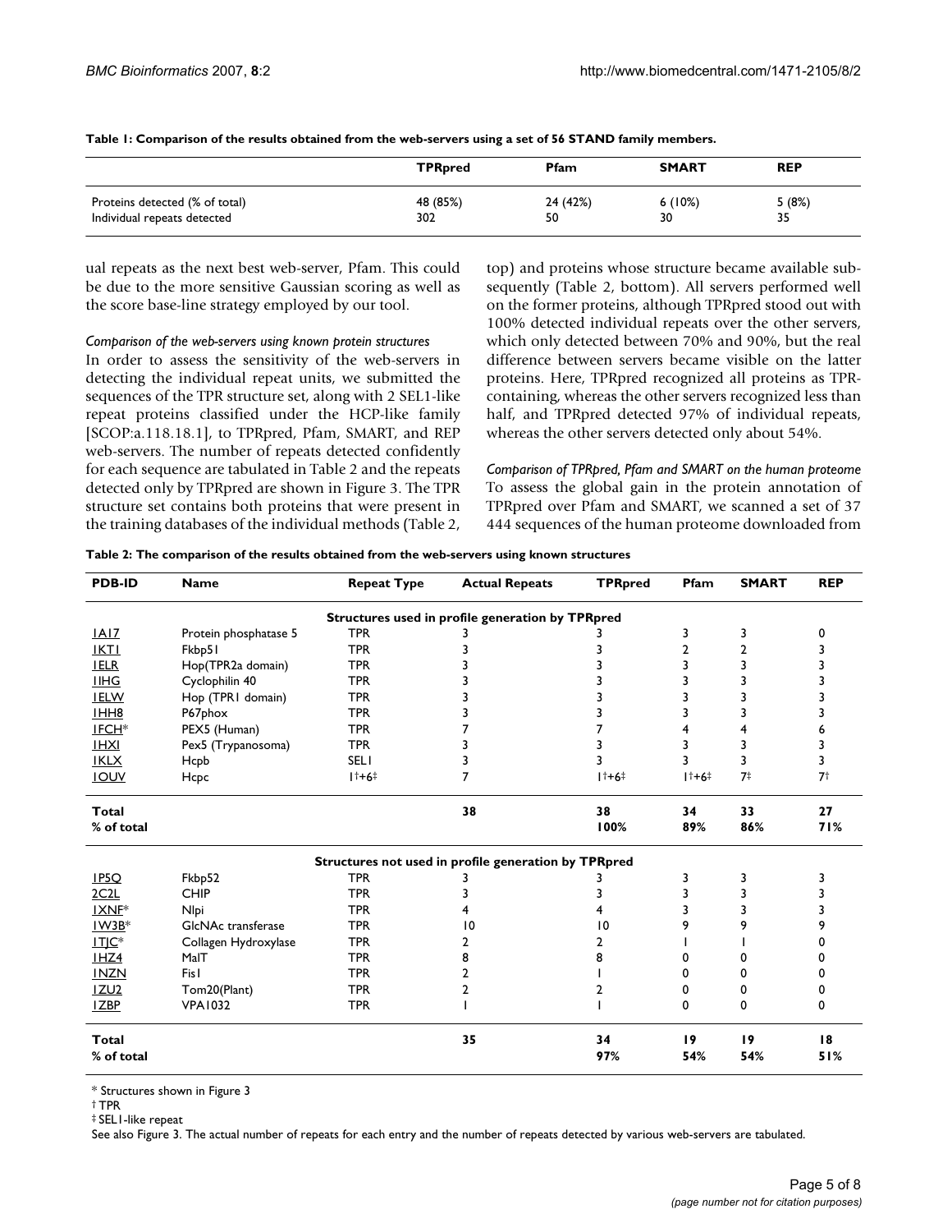**Table 1: Comparison of the results obtained from the web-servers using a set of 56 STAND family members.**

| | TPRpred | Pfam | SMART | REP |
|---|---|---|---|---|
| Proteins detected (% of total) | 48 (85%) | 24 (42%) | 6 (10%) | 5 (8%) |
| Individual repeats detected | 302 | 50 | 30 | 35 |

ual repeats as the next best web-server, Pfam. This could be due to the more sensitive Gaussian scoring as well as the score base-line strategy employed by our tool.

### *Comparison of the web-servers using known protein structures*

In order to assess the sensitivity of the web-servers in detecting the individual repeat units, we submitted the sequences of the TPR structure set, along with 2 SEL1-like repeat proteins classified under the HCP-like family [SCOP:a.118.18.1], to TPRpred, Pfam, SMART, and REP web-servers. The number of repeats detected confidently for each sequence are tabulated in Table 2 and the repeats detected only by TPRpred are shown in Figure 3. The TPR structure set contains both proteins that were present in the training databases of the individual methods (Table 2, top) and proteins whose structure became available subsequently (Table 2, bottom). All servers performed well on the former proteins, although TPRpred stood out with 100% detected individual repeats over the other servers, which only detected between 70% and 90%, but the real difference between servers became visible on the latter proteins. Here, TPRpred recognized all proteins as TPR-containing, whereas the other servers recognized less than half, and TPRpred detected 97% of individual repeats, whereas the other servers detected only about 54%.

### *Comparison of TPRpred, Pfam and SMART on the human proteome*

To assess the global gain in the protein annotation of TPRpred over Pfam and SMART, we scanned a set of 37 444 sequences of the human proteome downloaded from

**Table 2: The comparison of the results obtained from the web-servers using known structures**

| PDB-ID | Name | Repeat Type | Actual Repeats | TPRpred | Pfam | SMART | REP |
|---|---|---|---|---|---|---|---|
| | | | **Structures used in profile generation by TPRpred** | | | | |
| 1A17 | Protein phosphatase 5 | TPR | 3 | 3 | 3 | 3 | 0 |
| 1KT1 | Fkbp51 | TPR | 3 | 3 | 2 | 2 | 3 |
| 1ELR | Hop(TPR2a domain) | TPR | 3 | 3 | 3 | 3 | 3 |
| 1IHG | Cyclophilin 40 | TPR | 3 | 3 | 3 | 3 | 3 |
| 1ELW | Hop (TPR1 domain) | TPR | 3 | 3 | 3 | 3 | 3 |
| 1HH8 | P67phox | TPR | 3 | 3 | 3 | 3 | 3 |
| 1FCH* | PEX5 (Human) | TPR | 7 | 7 | 4 | 4 | 6 |
| 1HXI | Pex5 (Trypanosoma) | TPR | 3 | 3 | 3 | 3 | 3 |
| 1KLX | Hcpb | SEL1 | 3 | 3 | 3 | 3 | 3 |
| 1OUV | Hcpc | 1†+6‡ | 7 | 1†+6‡ | 1†+6‡ | 7‡ | 7† |
| **Total** | | | **38** | **38** | **34** | **33** | **27** |
| **% of total** | | | | **100%** | **89%** | **86%** | **71%** |
| | | | **Structures not used in profile generation by TPRpred** | | | | |
| 1P5Q | Fkbp52 | TPR | 3 | 3 | 3 | 3 | 3 |
| 2C2L | CHIP | TPR | 3 | 3 | 3 | 3 | 3 |
| 1XNF* | Nlpi | TPR | 4 | 4 | 3 | 3 | 3 |
| 1W3B* | GlcNAc transferase | TPR | 10 | 10 | 9 | 9 | 9 |
| 1TJC* | Collagen Hydroxylase | TPR | 2 | 2 | 1 | 1 | 0 |
| 1HZ4 | MalT | TPR | 8 | 8 | 0 | 0 | 0 |
| 1NZN | Fis1 | TPR | 2 | 1 | 0 | 0 | 0 |
| 1ZU2 | Tom20(Plant) | TPR | 2 | 2 | 0 | 0 | 0 |
| 1ZBP | VPA1032 | TPR | 1 | 1 | 0 | 0 | 0 |
| **Total** | | | **35** | **34** | **19** | **19** | **18** |
| **% of total** | | | | **97%** | **54%** | **54%** | **51%** |

\* Structures shown in Figure 3

† TPR

‡ SEL1-like repeat

See also Figure 3. The actual number of repeats for each entry and the number of repeats detected by various web-servers are tabulated.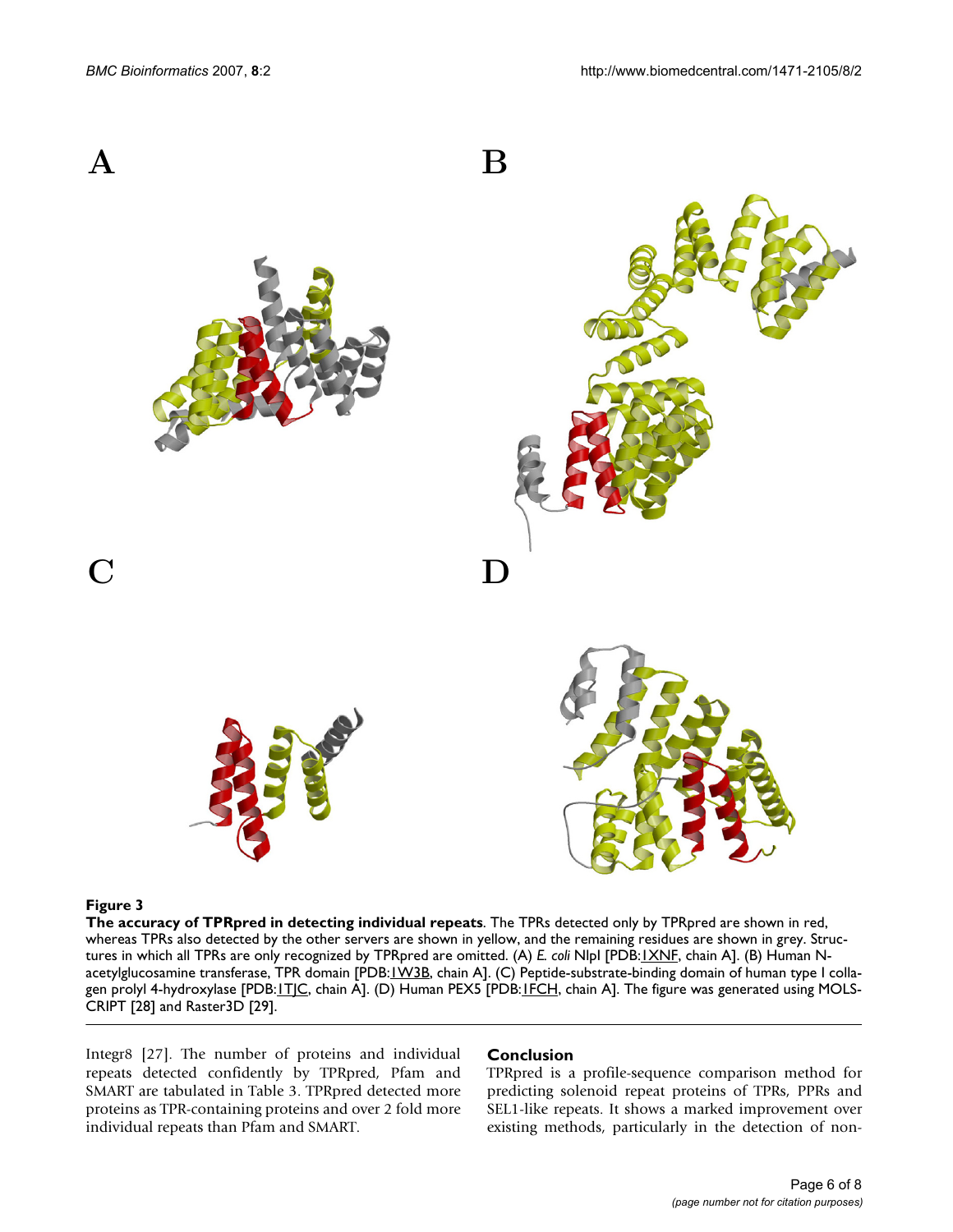**Figure 3**

**The accuracy of TPRpred in detecting individual repeats**. The TPRs detected only by TPRpred are shown in red, whereas TPRs also detected by the other servers are shown in yellow, and the remaining residues are shown in grey. Structures in which all TPRs are only recognized by TPRpred are omitted. (A) *E. coli* NlpI [PDB:1XNF, chain A]. (B) Human N-acetylglucosamine transferase, TPR domain [PDB:1W3B, chain A]. (C) Peptide-substrate-binding domain of human type I collagen prolyl 4-hydroxylase [PDB:1TJC, chain A]. (D) Human PEX5 [PDB:1FCH, chain A]. The figure was generated using MOLSCRIPT [28] and Raster3D [29].

Integr8 [27]. The number of proteins and individual repeats detected confidently by TPRpred, Pfam and SMART are tabulated in Table 3. TPRpred detected more proteins as TPR-containing proteins and over 2 fold more individual repeats than Pfam and SMART.

## Conclusion

TPRpred is a profile-sequence comparison method for predicting solenoid repeat proteins of TPRs, PPRs and SEL1-like repeats. It shows a marked improvement over existing methods, particularly in the detection of non-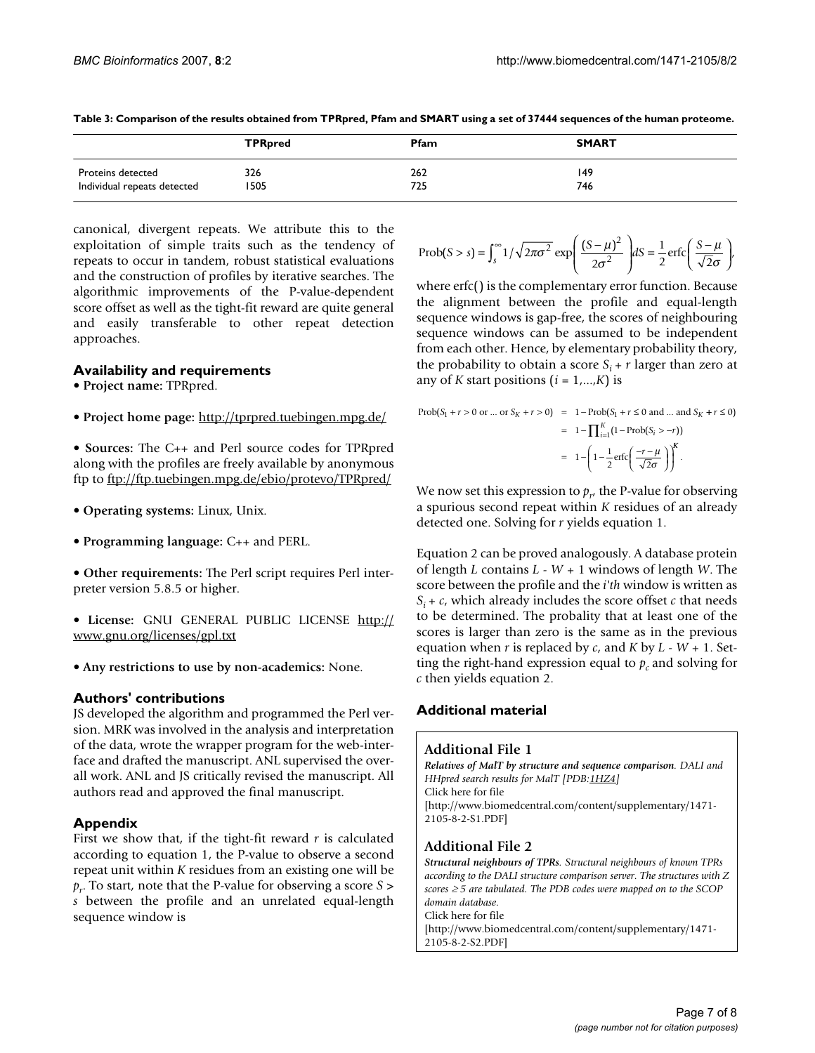**Table 3: Comparison of the results obtained from TPRpred, Pfam and SMART using a set of 37444 sequences of the human proteome.**

| | TPRpred | Pfam | SMART |
|---|---|---|---|
| Proteins detected | 326 | 262 | 149 |
| Individual repeats detected | 1505 | 725 | 746 |

canonical, divergent repeats. We attribute this to the exploitation of simple traits such as the tendency of repeats to occur in tandem, robust statistical evaluations and the construction of profiles by iterative searches. The algorithmic improvements of the P-value-dependent score offset as well as the tight-fit reward are quite general and easily transferable to other repeat detection approaches.

## Availability and requirements

- **Project name:** TPRpred.
- **Project home page:** http://tprpred.tuebingen.mpg.de/
- **Sources:** The C++ and Perl source codes for TPRpred along with the profiles are freely available by anonymous ftp to ftp://ftp.tuebingen.mpg.de/ebio/protevo/TPRpred/
- **Operating systems:** Linux, Unix.
- **Programming language:** C++ and PERL.
- **Other requirements:** The Perl script requires Perl interpreter version 5.8.5 or higher.
- **License:** GNU GENERAL PUBLIC LICENSE http://www.gnu.org/licenses/gpl.txt
- **Any restrictions to use by non-academics:** None.

## Authors' contributions

JS developed the algorithm and programmed the Perl version. MRK was involved in the analysis and interpretation of the data, wrote the wrapper program for the web-interface and drafted the manuscript. ANL supervised the overall work. ANL and JS critically revised the manuscript. All authors read and approved the final manuscript.

## Appendix

First we show that, if the tight-fit reward $r$ is calculated according to equation 1, the P-value to observe a second repeat unit within $K$ residues from an existing one will be $p_r$. To start, note that the P-value for observing a score $S > s$ between the profile and an unrelated equal-length sequence window is

$$\mathrm{Prob}(S > s) = \int_s^{\infty} 1/\sqrt{2\pi\sigma^2}\,\exp\left(\frac{(S-\mu)^2}{2\sigma^2}\right) dS = \frac{1}{2}\,\mathrm{erfc}\left(\frac{S-\mu}{\sqrt{2}\sigma}\right),$$

where erfc() is the complementary error function. Because the alignment between the profile and equal-length sequence windows is gap-free, the scores of neighbouring sequence windows can be assumed to be independent from each other. Hence, by elementary probability theory, the probability to obtain a score $S_i + r$ larger than zero at any of $K$ start positions ($i = 1,...,K$) is

$$\begin{aligned}
\mathrm{Prob}(S_1 + r > 0 \text{ or ... or } S_K + r > 0) &= 1 - \mathrm{Prob}(S_1 + r \le 0 \text{ and ... and } S_K + r \le 0) \\
&= 1 - \prod_{i=1}^{K}(1 - \mathrm{Prob}(S_i > -r)) \\
&= 1 - \left(1 - \frac{1}{2}\mathrm{erfc}\left(\frac{-r-\mu}{\sqrt{2}\sigma}\right)\right)^K.
\end{aligned}$$

We now set this expression to $p_r$, the P-value for observing a spurious second repeat within $K$ residues of an already detected one. Solving for $r$ yields equation 1.

Equation 2 can be proved analogously. A database protein of length $L$ contains $L - W + 1$ windows of length $W$. The score between the profile and the $i$'th window is written as $S_i + c$, which already includes the score offset $c$ that needs to be determined. The probality that at least one of the scores is larger than zero is the same as in the previous equation when $r$ is replaced by $c$, and $K$ by $L - W + 1$. Setting the right-hand expression equal to $p_c$ and solving for $c$ then yields equation 2.

## Additional material

### Additional File 1

***Relatives of MalT by structure and sequence comparison****. DALI and HHpred search results for MalT [PDB:1HZ4]*
Click here for file
[http://www.biomedcentral.com/content/supplementary/1471-2105-8-2-S1.PDF]

### Additional File 2

***Structural neighbours of TPRs****. Structural neighbours of known TPRs according to the DALI structure comparison server. The structures with Z scores ≥ 5 are tabulated. The PDB codes were mapped on to the SCOP domain database.*
Click here for file
[http://www.biomedcentral.com/content/supplementary/1471-2105-8-2-S2.PDF]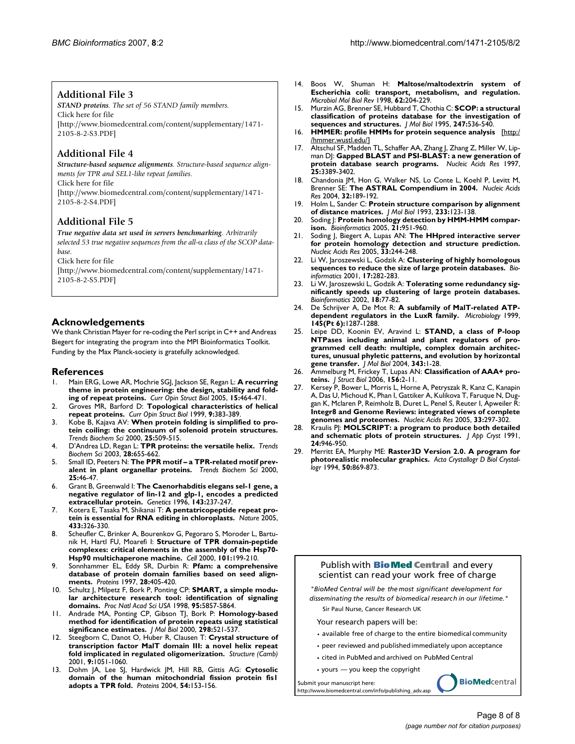### Additional File 3

*STAND proteins. The set of 56 STAND family members.*
Click here for file
[http://www.biomedcentral.com/content/supplementary/1471-2105-8-2-S3.PDF]

### Additional File 4

***Structure-based sequence alignments****. Structure-based sequence alignments for TPR and SEL1-like repeat families.*
Click here for file
[http://www.biomedcentral.com/content/supplementary/1471-2105-8-2-S4.PDF]

### Additional File 5

***True negative data set used in servers benchmarking****. Arbitrarily selected 53 true negative sequences from the all-α class of the SCOP database.*
Click here for file
[http://www.biomedcentral.com/content/supplementary/1471-2105-8-2-S5.PDF]

## Acknowledgements

We thank Christian Mayer for re-coding the Perl script in C++ and Andreas Biegert for integrating the program into the MPI Bioinformatics Toolkit. Funding by the Max Planck-society is gratefully acknowledged.

## References

1. Main ERG, Lowe AR, Mochrie SGJ, Jackson SE, Regan L: **A recurring theme in protein engineering: the design, stability and folding of repeat proteins.** *Curr Opin Struct Biol* 2005, **15:**464-471.
2. Groves MR, Barford D: **Topological characteristics of helical repeat proteins.** *Curr Opin Struct Biol* 1999, **9:**383-389.
3. Kobe B, Kajava AV: **When protein folding is simplified to protein coiling: the continuum of solenoid protein structures.** *Trends Biochem Sci* 2000, **25:**509-515.
4. D'Andrea LD, Regan L: **TPR proteins: the versatile helix.** *Trends Biochem Sci* 2003, **28:**655-662.
5. Small ID, Peeters N: **The PPR motif – a TPR-related motif prevalent in plant organellar proteins.** *Trends Biochem Sci* 2000, **25:**46-47.
6. Grant B, Greenwald I: **The Caenorhabditis elegans sel-1 gene, a negative regulator of lin-12 and glp-1, encodes a predicted extracellular protein.** *Genetics* 1996, **143:**237-247.
7. Kotera E, Tasaka M, Shikanai T: **A pentatricopeptide repeat protein is essential for RNA editing in chloroplasts.** *Nature* 2005, **433:**326-330.
8. Scheufler C, Brinker A, Bourenkov G, Pegoraro S, Moroder L, Bartunik H, Hartl FU, Moarefi I: **Structure of TPR domain-peptide complexes: critical elements in the assembly of the Hsp70-Hsp90 multichaperone machine.** *Cell* 2000, **101:**199-210.
9. Sonnhammer EL, Eddy SR, Durbin R: **Pfam: a comprehensive database of protein domain families based on seed alignments.** *Proteins* 1997, **28:**405-420.
10. Schultz J, Milpetz F, Bork P, Ponting CP: **SMART, a simple modular architecture research tool: identification of signaling domains.** *Proc Natl Acad Sci USA* 1998, **95:**5857-5864.
11. Andrade MA, Ponting CP, Gibson TJ, Bork P: **Homology-based method for identification of protein repeats using statistical significance estimates.** *J Mol Biol* 2000, **298:**521-537.
12. Steegborn C, Danot O, Huber R, Clausen T: **Crystal structure of transcription factor MalT domain III: a novel helix repeat fold implicated in regulated oligomerization.** *Structure (Camb)* 2001, **9:**1051-1060.
13. Dohm JA, Lee SJ, Hardwick JM, Hill RB, Gittis AG: **Cytosolic domain of the human mitochondrial fission protein fis1 adopts a TPR fold.** *Proteins* 2004, **54:**153-156.
14. Boos W, Shuman H: **Maltose/maltodextrin system of Escherichia coli: transport, metabolism, and regulation.** *Microbiol Mol Biol Rev* 1998, **62:**204-229.
15. Murzin AG, Brenner SE, Hubbard T, Chothia C: **SCOP: a structural classification of proteins database for the investigation of sequences and structures.** *J Mol Biol* 1995, **247:**536-540.
16. **HMMER: profile HMMs for protein sequence analysis** [http://hmmer.wustl.edu/]
17. Altschul SF, Madden TL, Schaffer AA, Zhang J, Zhang Z, Miller W, Lipman DJ: **Gapped BLAST and PSI-BLAST: a new generation of protein database search programs.** *Nucleic Acids Res* 1997, **25:**3389-3402.
18. Chandonia JM, Hon G, Walker NS, Lo Conte L, Koehl P, Levitt M, Brenner SE: **The ASTRAL Compendium in 2004.** *Nucleic Acids Res* 2004, **32:**189-192.
19. Holm L, Sander C: **Protein structure comparison by alignment of distance matrices.** *J Mol Biol* 1993, **233:**123-138.
20. Soding J: **Protein homology detection by HMM-HMM comparison.** *Bioinformatics* 2005, **21:**951-960.
21. Soding J, Biegert A, Lupas AN: **The HHpred interactive server for protein homology detection and structure prediction.** *Nucleic Acids Res* 2005, **33:**244-248.
22. Li W, Jaroszewski L, Godzik A: **Clustering of highly homologous sequences to reduce the size of large protein databases.** *Bioinformatics* 2001, **17:**282-283.
23. Li W, Jaroszewski L, Godzik A: **Tolerating some redundancy significantly speeds up clustering of large protein databases.** *Bioinformatics* 2002, **18:**77-82.
24. De Schrijver A, De Mot R: **A subfamily of MalT-related ATP-dependent regulators in the LuxR family.** *Microbiology* 1999, **145(Pt 6):**1287-1288.
25. Leipe DD, Koonin EV, Aravind L: **STAND, a class of P-loop NTPases including animal and plant regulators of programmed cell death: multiple, complex domain architectures, unusual phyletic patterns, and evolution by horizontal gene transfer.** *J Mol Biol* 2004, **343:**1-28.
26. Ammelburg M, Frickey T, Lupas AN: **Classification of AAA+ proteins.** *J Struct Biol* 2006, **156:**2-11.
27. Kersey P, Bower L, Morris L, Horne A, Petryszak R, Kanz C, Kanapin A, Das U, Michoud K, Phan I, Gattiker A, Kulikova T, Faruque N, Duggan K, Mclaren P, Reimholz B, Duret L, Penel S, Reuter I, Apweiler R: **Integr8 and Genome Reviews: integrated views of complete genomes and proteomes.** *Nucleic Acids Res* 2005, **33:**297-302.
28. Kraulis PJ: **MOLSCRIPT: a program to produce both detailed and schematic plots of protein structures.** *J App Cryst* 1991, **24:**946-950.
29. Merritt EA, Murphy ME: **Raster3D Version 2.0. A program for photorealistic molecular graphics.** *Acta Crystallogr D Biol Crystallogr* 1994, **50:**869-873.

Publish with **BioMed Central** and every scientist can read your work free of charge

*"BioMed Central will be the most significant development for disseminating the results of biomedical research in our lifetime."*
Sir Paul Nurse, Cancer Research UK

Your research papers will be:

- available free of charge to the entire biomedical community
- peer reviewed and published immediately upon acceptance
- cited in PubMed and archived on PubMed Central
- yours — you keep the copyright

Submit your manuscript here:
http://www.biomedcentral.com/info/publishing_adv.asp

BioMedcentral